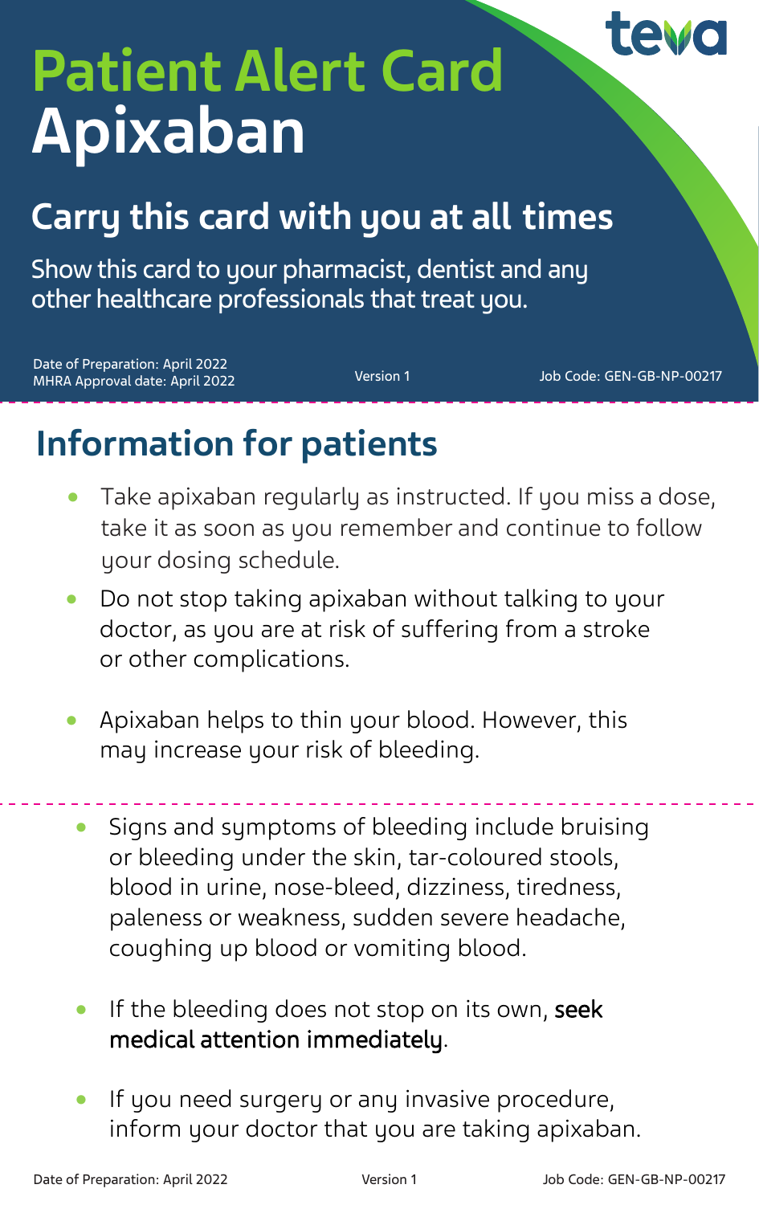teva

# Patient Alert Card
# Apixaban

## Carry this card with you at all times

Show this card to your pharmacist, dentist and any other healthcare professionals that treat you.

Date of Preparation: April 2022
MHRA Approval date: April 2022

Version 1

Job Code: GEN-GB-NP-00217

## Information for patients

- Take apixaban regularly as instructed. If you miss a dose, take it as soon as you remember and continue to follow your dosing schedule.
- Do not stop taking apixaban without talking to your doctor, as you are at risk of suffering from a stroke or other complications.
- Apixaban helps to thin your blood. However, this may increase your risk of bleeding.
- Signs and symptoms of bleeding include bruising or bleeding under the skin, tar-coloured stools, blood in urine, nose-bleed, dizziness, tiredness, paleness or weakness, sudden severe headache, coughing up blood or vomiting blood.
- If the bleeding does not stop on its own, seek medical attention immediately.
- If you need surgery or any invasive procedure, inform your doctor that you are taking apixaban.

Date of Preparation: April 2022

Version 1

Job Code: GEN-GB-NP-00217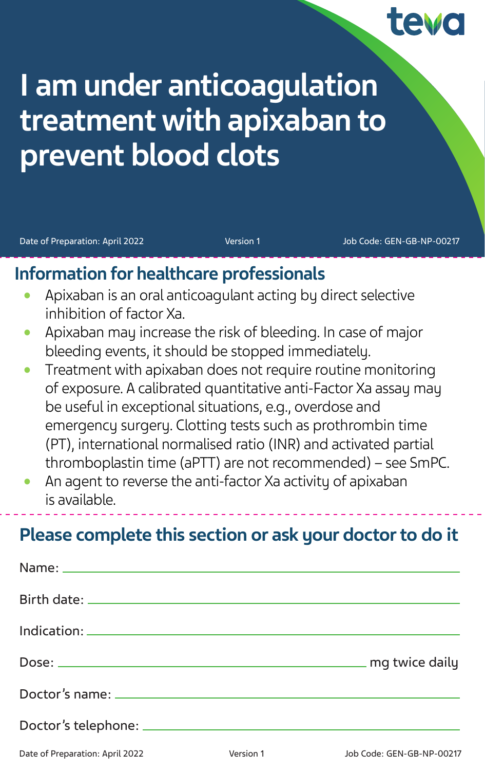# I am under anticoagulation treatment with apixaban to prevent blood clots

Date of Preparation: April 2022 Version 1 Job Code: GEN-GB-NP-00217

## Information for healthcare professionals

- Apixaban is an oral anticoagulant acting by direct selective inhibition of factor Xa.
- Apixaban may increase the risk of bleeding. In case of major bleeding events, it should be stopped immediately.
- Treatment with apixaban does not require routine monitoring of exposure. A calibrated quantitative anti-Factor Xa assay may be useful in exceptional situations, e.g., overdose and emergency surgery. Clotting tests such as prothrombin time (PT), international normalised ratio (INR) and activated partial thromboplastin time (aPTT) are not recommended) – see SmPC.
- An agent to reverse the anti-factor Xa activity of apixaban is available.

## Please complete this section or ask your doctor to do it

Name: ______________________________

Birth date: ______________________________

Indication: ______________________________

Dose: ______________________________ mg twice daily

Doctor's name: ______________________________

Doctor's telephone: ______________________________

Date of Preparation: April 2022 Version 1 Job Code: GEN-GB-NP-00217